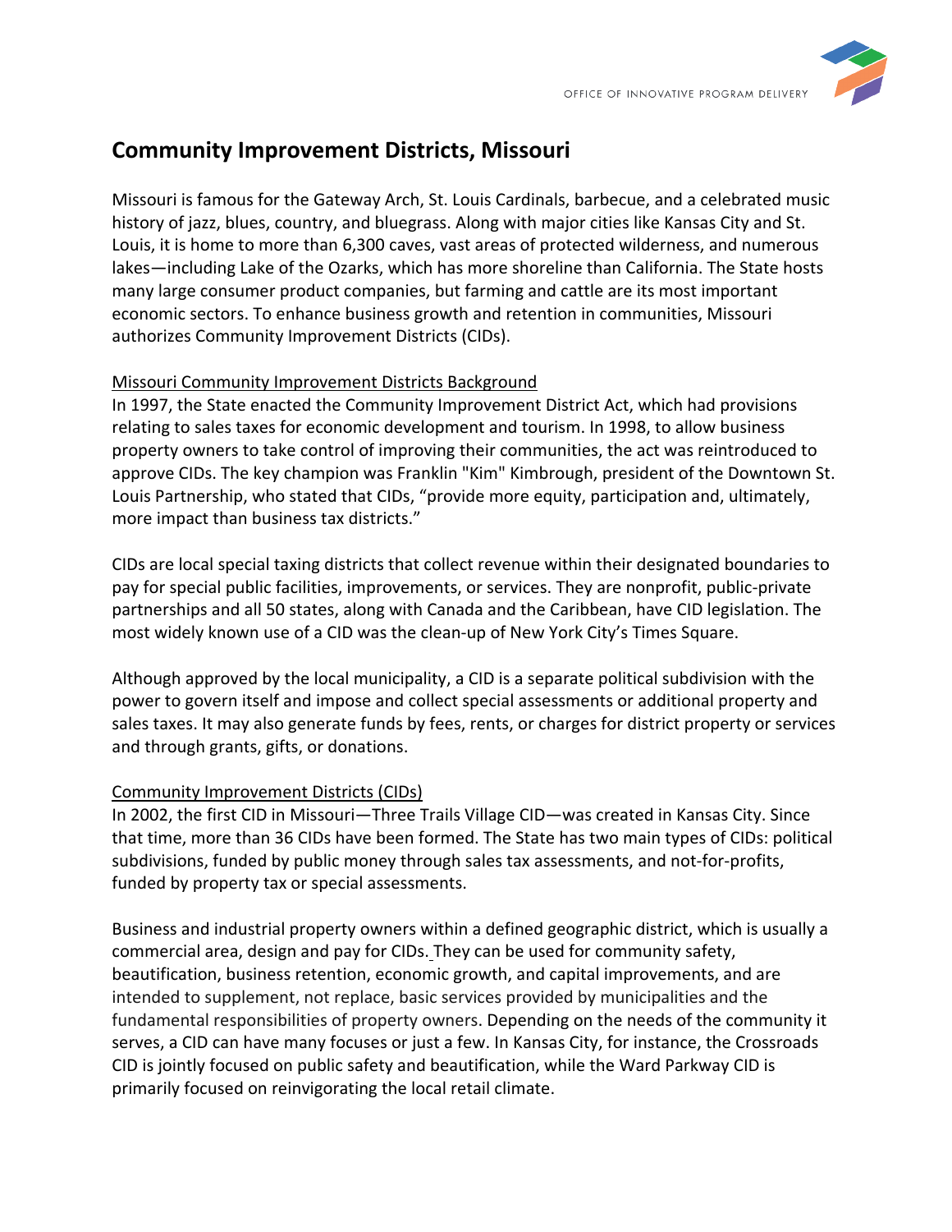# Community Improvement Districts, Missouri

Missouri is famous for the Gateway Arch, St. Louis Cardinals, barbecue, and a celebrated music history of jazz, blues, country, and bluegrass. Along with major cities like Kansas City and St. Louis, it is home to more than 6,300 caves, vast areas of protected wilderness, and numerous lakes—including Lake of the Ozarks, which has more shoreline than California. The State hosts many large consumer product companies, but farming and cattle are its most important economic sectors. To enhance business growth and retention in communities, Missouri authorizes Community Improvement Districts (CIDs).

## Missouri Community Improvement Districts Background

In 1997, the State enacted the Community Improvement District Act, which had provisions relating to sales taxes for economic development and tourism. In 1998, to allow business property owners to take control of improving their communities, the act was reintroduced to approve CIDs. The key champion was Franklin "Kim" Kimbrough, president of the Downtown St. Louis Partnership, who stated that CIDs, "provide more equity, participation and, ultimately, more impact than business tax districts."

CIDs are local special taxing districts that collect revenue within their designated boundaries to pay for special public facilities, improvements, or services. They are nonprofit, public-private partnerships and all 50 states, along with Canada and the Caribbean, have CID legislation. The most widely known use of a CID was the clean-up of New York City's Times Square.

Although approved by the local municipality, a CID is a separate political subdivision with the power to govern itself and impose and collect special assessments or additional property and sales taxes. It may also generate funds by fees, rents, or charges for district property or services and through grants, gifts, or donations.

## Community Improvement Districts (CIDs)

In 2002, the first CID in Missouri—Three Trails Village CID—was created in Kansas City. Since that time, more than 36 CIDs have been formed. The State has two main types of CIDs: political subdivisions, funded by public money through sales tax assessments, and not-for-profits, funded by property tax or special assessments.

Business and industrial property owners within a defined geographic district, which is usually a commercial area, design and pay for CIDs. They can be used for community safety, beautification, business retention, economic growth, and capital improvements, and are intended to supplement, not replace, basic services provided by municipalities and the fundamental responsibilities of property owners. Depending on the needs of the community it serves, a CID can have many focuses or just a few. In Kansas City, for instance, the Crossroads CID is jointly focused on public safety and beautification, while the Ward Parkway CID is primarily focused on reinvigorating the local retail climate.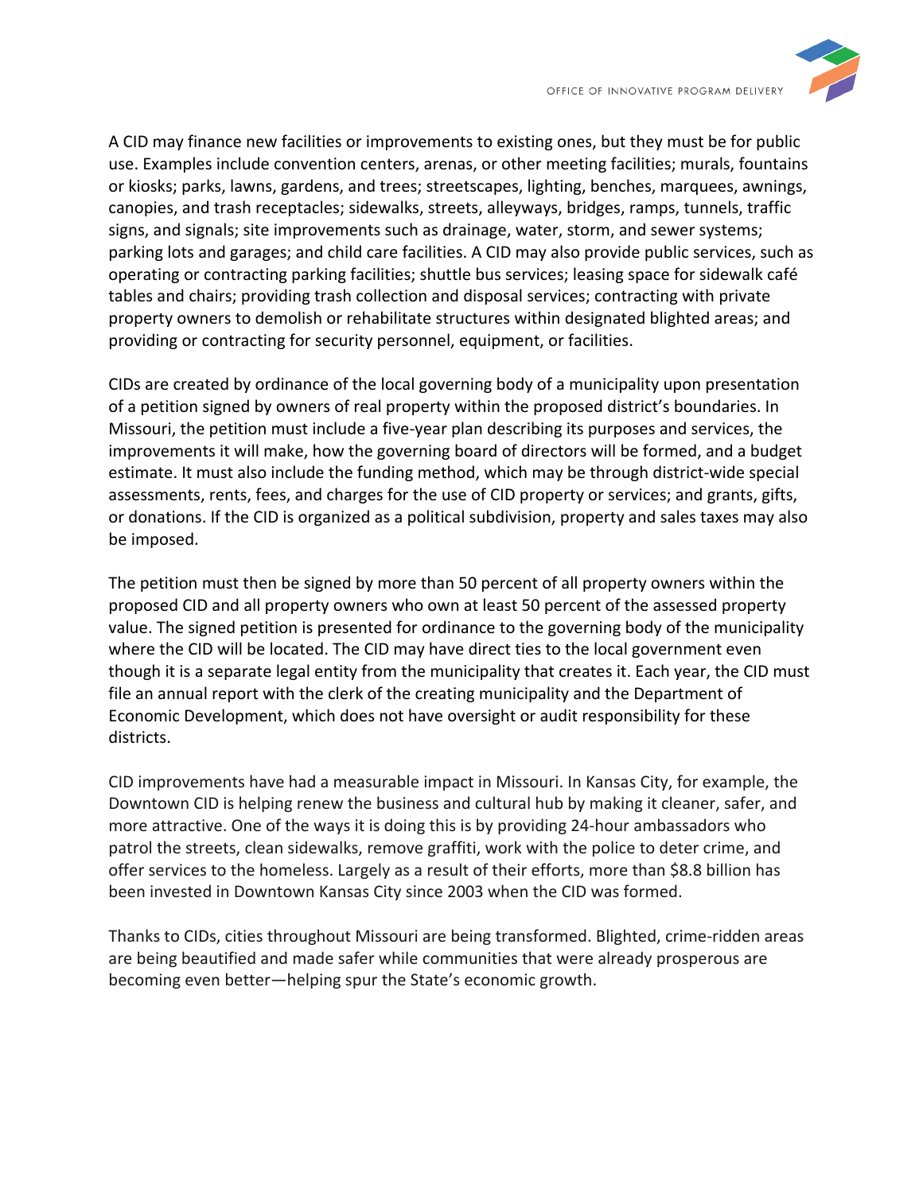A CID may finance new facilities or improvements to existing ones, but they must be for public use. Examples include convention centers, arenas, or other meeting facilities; murals, fountains or kiosks; parks, lawns, gardens, and trees; streetscapes, lighting, benches, marquees, awnings, canopies, and trash receptacles; sidewalks, streets, alleyways, bridges, ramps, tunnels, traffic signs, and signals; site improvements such as drainage, water, storm, and sewer systems; parking lots and garages; and child care facilities. A CID may also provide public services, such as operating or contracting parking facilities; shuttle bus services; leasing space for sidewalk café tables and chairs; providing trash collection and disposal services; contracting with private property owners to demolish or rehabilitate structures within designated blighted areas; and providing or contracting for security personnel, equipment, or facilities.

CIDs are created by ordinance of the local governing body of a municipality upon presentation of a petition signed by owners of real property within the proposed district's boundaries. In Missouri, the petition must include a five-year plan describing its purposes and services, the improvements it will make, how the governing board of directors will be formed, and a budget estimate. It must also include the funding method, which may be through district-wide special assessments, rents, fees, and charges for the use of CID property or services; and grants, gifts, or donations. If the CID is organized as a political subdivision, property and sales taxes may also be imposed.

The petition must then be signed by more than 50 percent of all property owners within the proposed CID and all property owners who own at least 50 percent of the assessed property value. The signed petition is presented for ordinance to the governing body of the municipality where the CID will be located. The CID may have direct ties to the local government even though it is a separate legal entity from the municipality that creates it. Each year, the CID must file an annual report with the clerk of the creating municipality and the Department of Economic Development, which does not have oversight or audit responsibility for these districts.

CID improvements have had a measurable impact in Missouri. In Kansas City, for example, the Downtown CID is helping renew the business and cultural hub by making it cleaner, safer, and more attractive. One of the ways it is doing this is by providing 24-hour ambassadors who patrol the streets, clean sidewalks, remove graffiti, work with the police to deter crime, and offer services to the homeless. Largely as a result of their efforts, more than $8.8 billion has been invested in Downtown Kansas City since 2003 when the CID was formed.

Thanks to CIDs, cities throughout Missouri are being transformed. Blighted, crime-ridden areas are being beautified and made safer while communities that were already prosperous are becoming even better—helping spur the State's economic growth.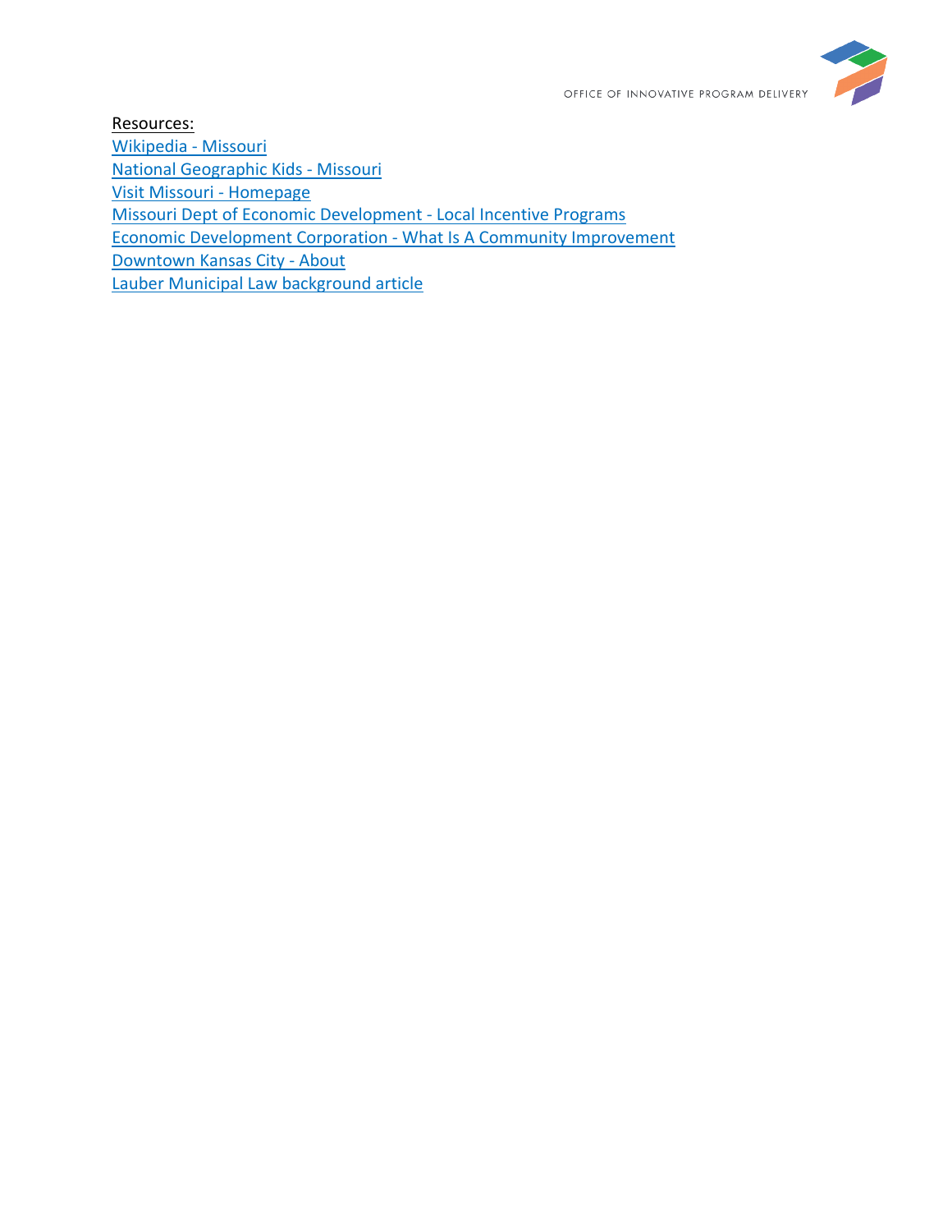Resources:

Wikipedia - Missouri
National Geographic Kids - Missouri
Visit Missouri - Homepage
Missouri Dept of Economic Development - Local Incentive Programs
Economic Development Corporation - What Is A Community Improvement
Downtown Kansas City - About
Lauber Municipal Law background article